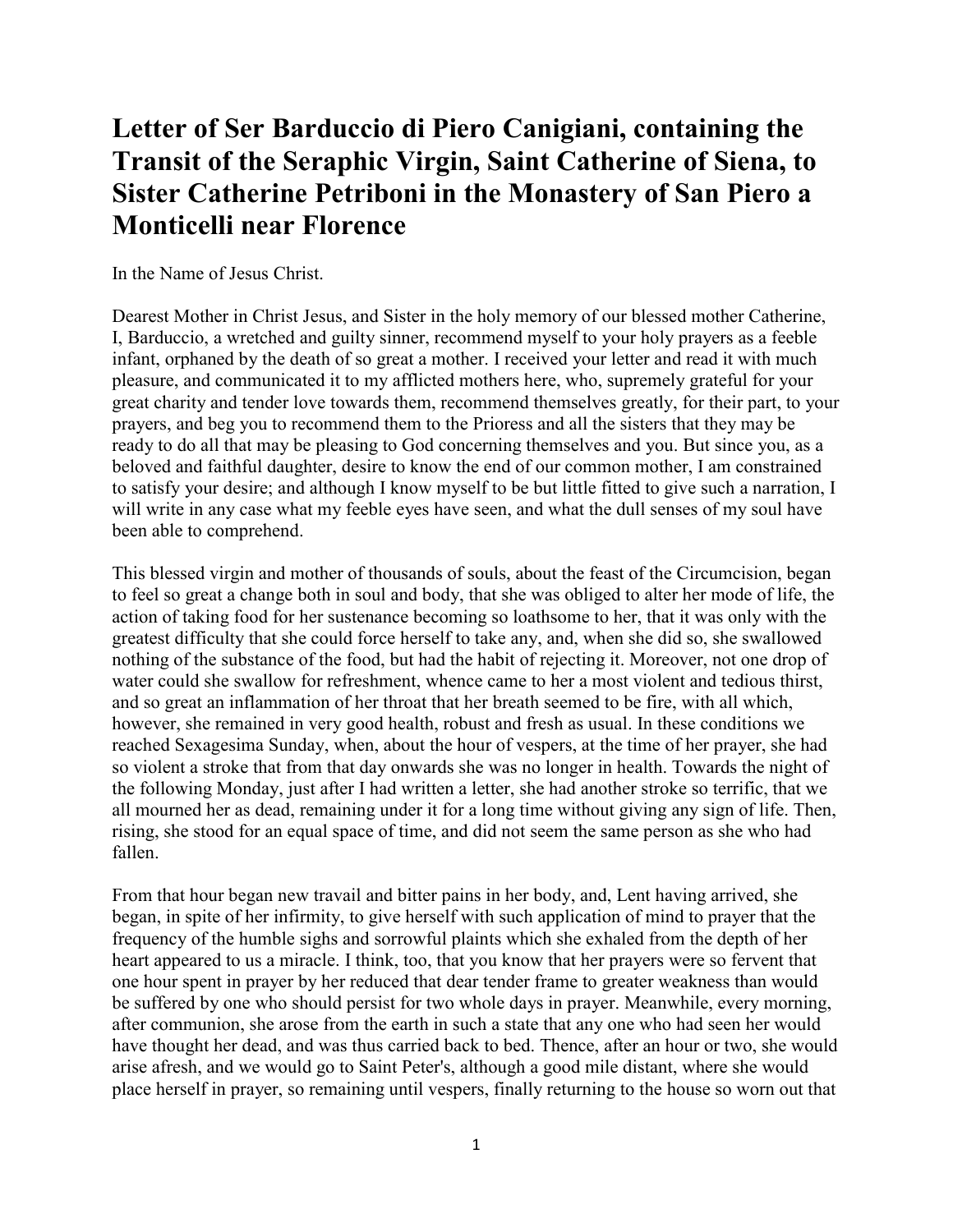# Letter of Ser Barduccio di Piero Canigiani, containing the Transit of the Seraphic Virgin, Saint Catherine of Siena, to Sister Catherine Petriboni in the Monastery of San Piero a Monticelli near Florence

In the Name of Jesus Christ.

Dearest Mother in Christ Jesus, and Sister in the holy memory of our blessed mother Catherine, I, Barduccio, a wretched and guilty sinner, recommend myself to your holy prayers as a feeble infant, orphaned by the death of so great a mother. I received your letter and read it with much pleasure, and communicated it to my afflicted mothers here, who, supremely grateful for your great charity and tender love towards them, recommend themselves greatly, for their part, to your prayers, and beg you to recommend them to the Prioress and all the sisters that they may be ready to do all that may be pleasing to God concerning themselves and you. But since you, as a beloved and faithful daughter, desire to know the end of our common mother, I am constrained to satisfy your desire; and although I know myself to be but little fitted to give such a narration, I will write in any case what my feeble eyes have seen, and what the dull senses of my soul have been able to comprehend.

This blessed virgin and mother of thousands of souls, about the feast of the Circumcision, began to feel so great a change both in soul and body, that she was obliged to alter her mode of life, the action of taking food for her sustenance becoming so loathsome to her, that it was only with the greatest difficulty that she could force herself to take any, and, when she did so, she swallowed nothing of the substance of the food, but had the habit of rejecting it. Moreover, not one drop of water could she swallow for refreshment, whence came to her a most violent and tedious thirst, and so great an inflammation of her throat that her breath seemed to be fire, with all which, however, she remained in very good health, robust and fresh as usual. In these conditions we reached Sexagesima Sunday, when, about the hour of vespers, at the time of her prayer, she had so violent a stroke that from that day onwards she was no longer in health. Towards the night of the following Monday, just after I had written a letter, she had another stroke so terrific, that we all mourned her as dead, remaining under it for a long time without giving any sign of life. Then, rising, she stood for an equal space of time, and did not seem the same person as she who had fallen.

From that hour began new travail and bitter pains in her body, and, Lent having arrived, she began, in spite of her infirmity, to give herself with such application of mind to prayer that the frequency of the humble sighs and sorrowful plaints which she exhaled from the depth of her heart appeared to us a miracle. I think, too, that you know that her prayers were so fervent that one hour spent in prayer by her reduced that dear tender frame to greater weakness than would be suffered by one who should persist for two whole days in prayer. Meanwhile, every morning, after communion, she arose from the earth in such a state that any one who had seen her would have thought her dead, and was thus carried back to bed. Thence, after an hour or two, she would arise afresh, and we would go to Saint Peter's, although a good mile distant, where she would place herself in prayer, so remaining until vespers, finally returning to the house so worn out that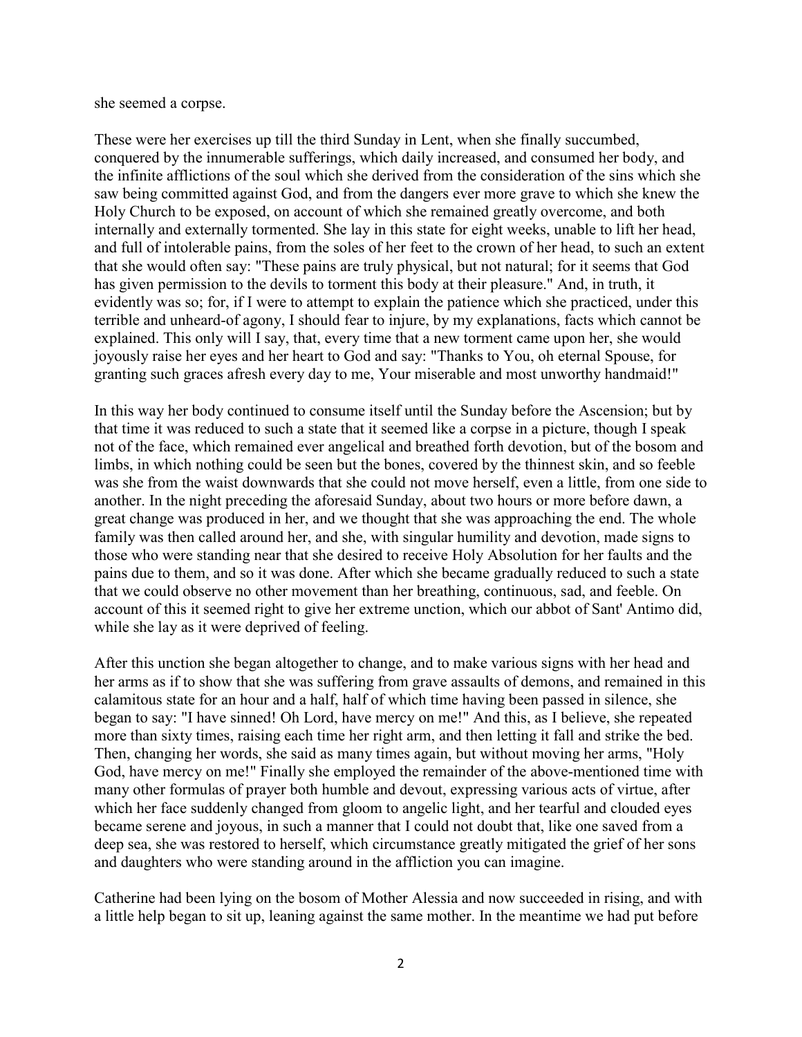she seemed a corpse.

These were her exercises up till the third Sunday in Lent, when she finally succumbed, conquered by the innumerable sufferings, which daily increased, and consumed her body, and the infinite afflictions of the soul which she derived from the consideration of the sins which she saw being committed against God, and from the dangers ever more grave to which she knew the Holy Church to be exposed, on account of which she remained greatly overcome, and both internally and externally tormented. She lay in this state for eight weeks, unable to lift her head, and full of intolerable pains, from the soles of her feet to the crown of her head, to such an extent that she would often say: "These pains are truly physical, but not natural; for it seems that God has given permission to the devils to torment this body at their pleasure." And, in truth, it evidently was so; for, if I were to attempt to explain the patience which she practiced, under this terrible and unheard-of agony, I should fear to injure, by my explanations, facts which cannot be explained. This only will I say, that, every time that a new torment came upon her, she would joyously raise her eyes and her heart to God and say: "Thanks to You, oh eternal Spouse, for granting such graces afresh every day to me, Your miserable and most unworthy handmaid!"

In this way her body continued to consume itself until the Sunday before the Ascension; but by that time it was reduced to such a state that it seemed like a corpse in a picture, though I speak not of the face, which remained ever angelical and breathed forth devotion, but of the bosom and limbs, in which nothing could be seen but the bones, covered by the thinnest skin, and so feeble was she from the waist downwards that she could not move herself, even a little, from one side to another. In the night preceding the aforesaid Sunday, about two hours or more before dawn, a great change was produced in her, and we thought that she was approaching the end. The whole family was then called around her, and she, with singular humility and devotion, made signs to those who were standing near that she desired to receive Holy Absolution for her faults and the pains due to them, and so it was done. After which she became gradually reduced to such a state that we could observe no other movement than her breathing, continuous, sad, and feeble. On account of this it seemed right to give her extreme unction, which our abbot of Sant' Antimo did, while she lay as it were deprived of feeling.

After this unction she began altogether to change, and to make various signs with her head and her arms as if to show that she was suffering from grave assaults of demons, and remained in this calamitous state for an hour and a half, half of which time having been passed in silence, she began to say: "I have sinned! Oh Lord, have mercy on me!" And this, as I believe, she repeated more than sixty times, raising each time her right arm, and then letting it fall and strike the bed. Then, changing her words, she said as many times again, but without moving her arms, "Holy God, have mercy on me!" Finally she employed the remainder of the above-mentioned time with many other formulas of prayer both humble and devout, expressing various acts of virtue, after which her face suddenly changed from gloom to angelic light, and her tearful and clouded eyes became serene and joyous, in such a manner that I could not doubt that, like one saved from a deep sea, she was restored to herself, which circumstance greatly mitigated the grief of her sons and daughters who were standing around in the affliction you can imagine.

Catherine had been lying on the bosom of Mother Alessia and now succeeded in rising, and with a little help began to sit up, leaning against the same mother. In the meantime we had put before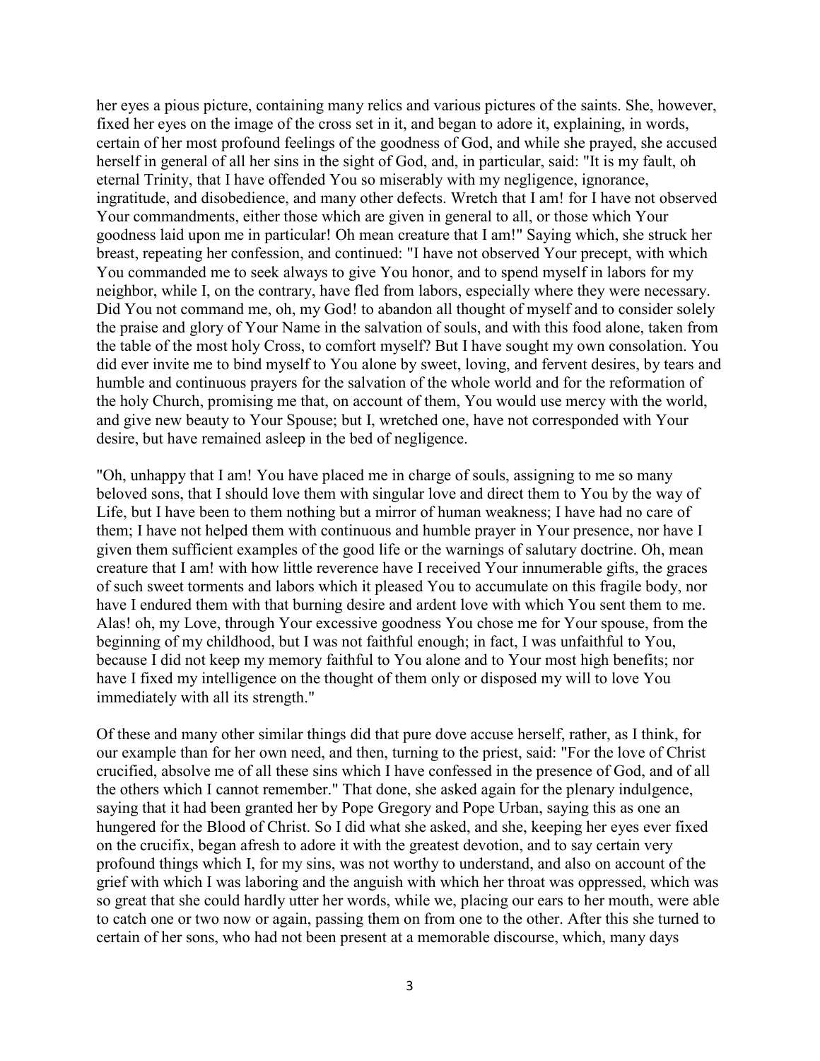her eyes a pious picture, containing many relics and various pictures of the saints. She, however, fixed her eyes on the image of the cross set in it, and began to adore it, explaining, in words, certain of her most profound feelings of the goodness of God, and while she prayed, she accused herself in general of all her sins in the sight of God, and, in particular, said: "It is my fault, oh eternal Trinity, that I have offended You so miserably with my negligence, ignorance, ingratitude, and disobedience, and many other defects. Wretch that I am! for I have not observed Your commandments, either those which are given in general to all, or those which Your goodness laid upon me in particular! Oh mean creature that I am!" Saying which, she struck her breast, repeating her confession, and continued: "I have not observed Your precept, with which You commanded me to seek always to give You honor, and to spend myself in labors for my neighbor, while I, on the contrary, have fled from labors, especially where they were necessary. Did You not command me, oh, my God! to abandon all thought of myself and to consider solely the praise and glory of Your Name in the salvation of souls, and with this food alone, taken from the table of the most holy Cross, to comfort myself? But I have sought my own consolation. You did ever invite me to bind myself to You alone by sweet, loving, and fervent desires, by tears and humble and continuous prayers for the salvation of the whole world and for the reformation of the holy Church, promising me that, on account of them, You would use mercy with the world, and give new beauty to Your Spouse; but I, wretched one, have not corresponded with Your desire, but have remained asleep in the bed of negligence.

"Oh, unhappy that I am! You have placed me in charge of souls, assigning to me so many beloved sons, that I should love them with singular love and direct them to You by the way of Life, but I have been to them nothing but a mirror of human weakness; I have had no care of them; I have not helped them with continuous and humble prayer in Your presence, nor have I given them sufficient examples of the good life or the warnings of salutary doctrine. Oh, mean creature that I am! with how little reverence have I received Your innumerable gifts, the graces of such sweet torments and labors which it pleased You to accumulate on this fragile body, nor have I endured them with that burning desire and ardent love with which You sent them to me. Alas! oh, my Love, through Your excessive goodness You chose me for Your spouse, from the beginning of my childhood, but I was not faithful enough; in fact, I was unfaithful to You, because I did not keep my memory faithful to You alone and to Your most high benefits; nor have I fixed my intelligence on the thought of them only or disposed my will to love You immediately with all its strength."

Of these and many other similar things did that pure dove accuse herself, rather, as I think, for our example than for her own need, and then, turning to the priest, said: "For the love of Christ crucified, absolve me of all these sins which I have confessed in the presence of God, and of all the others which I cannot remember." That done, she asked again for the plenary indulgence, saying that it had been granted her by Pope Gregory and Pope Urban, saying this as one an hungered for the Blood of Christ. So I did what she asked, and she, keeping her eyes ever fixed on the crucifix, began afresh to adore it with the greatest devotion, and to say certain very profound things which I, for my sins, was not worthy to understand, and also on account of the grief with which I was laboring and the anguish with which her throat was oppressed, which was so great that she could hardly utter her words, while we, placing our ears to her mouth, were able to catch one or two now or again, passing them on from one to the other. After this she turned to certain of her sons, who had not been present at a memorable discourse, which, many days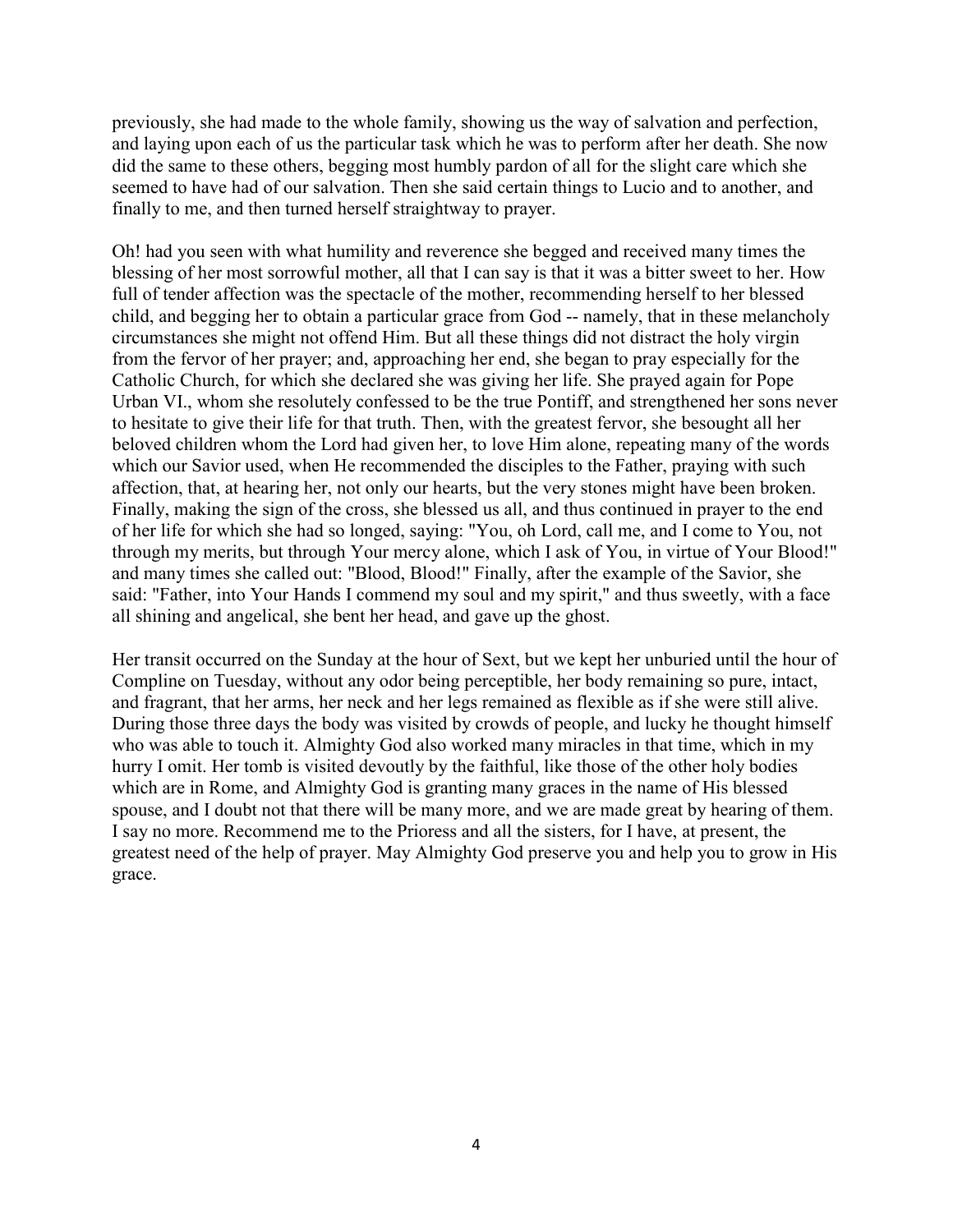previously, she had made to the whole family, showing us the way of salvation and perfection, and laying upon each of us the particular task which he was to perform after her death. She now did the same to these others, begging most humbly pardon of all for the slight care which she seemed to have had of our salvation. Then she said certain things to Lucio and to another, and finally to me, and then turned herself straightway to prayer.

Oh! had you seen with what humility and reverence she begged and received many times the blessing of her most sorrowful mother, all that I can say is that it was a bitter sweet to her. How full of tender affection was the spectacle of the mother, recommending herself to her blessed child, and begging her to obtain a particular grace from God -- namely, that in these melancholy circumstances she might not offend Him. But all these things did not distract the holy virgin from the fervor of her prayer; and, approaching her end, she began to pray especially for the Catholic Church, for which she declared she was giving her life. She prayed again for Pope Urban VI., whom she resolutely confessed to be the true Pontiff, and strengthened her sons never to hesitate to give their life for that truth. Then, with the greatest fervor, she besought all her beloved children whom the Lord had given her, to love Him alone, repeating many of the words which our Savior used, when He recommended the disciples to the Father, praying with such affection, that, at hearing her, not only our hearts, but the very stones might have been broken. Finally, making the sign of the cross, she blessed us all, and thus continued in prayer to the end of her life for which she had so longed, saying: "You, oh Lord, call me, and I come to You, not through my merits, but through Your mercy alone, which I ask of You, in virtue of Your Blood!" and many times she called out: "Blood, Blood!" Finally, after the example of the Savior, she said: "Father, into Your Hands I commend my soul and my spirit," and thus sweetly, with a face all shining and angelical, she bent her head, and gave up the ghost.

Her transit occurred on the Sunday at the hour of Sext, but we kept her unburied until the hour of Compline on Tuesday, without any odor being perceptible, her body remaining so pure, intact, and fragrant, that her arms, her neck and her legs remained as flexible as if she were still alive. During those three days the body was visited by crowds of people, and lucky he thought himself who was able to touch it. Almighty God also worked many miracles in that time, which in my hurry I omit. Her tomb is visited devoutly by the faithful, like those of the other holy bodies which are in Rome, and Almighty God is granting many graces in the name of His blessed spouse, and I doubt not that there will be many more, and we are made great by hearing of them. I say no more. Recommend me to the Prioress and all the sisters, for I have, at present, the greatest need of the help of prayer. May Almighty God preserve you and help you to grow in His grace.